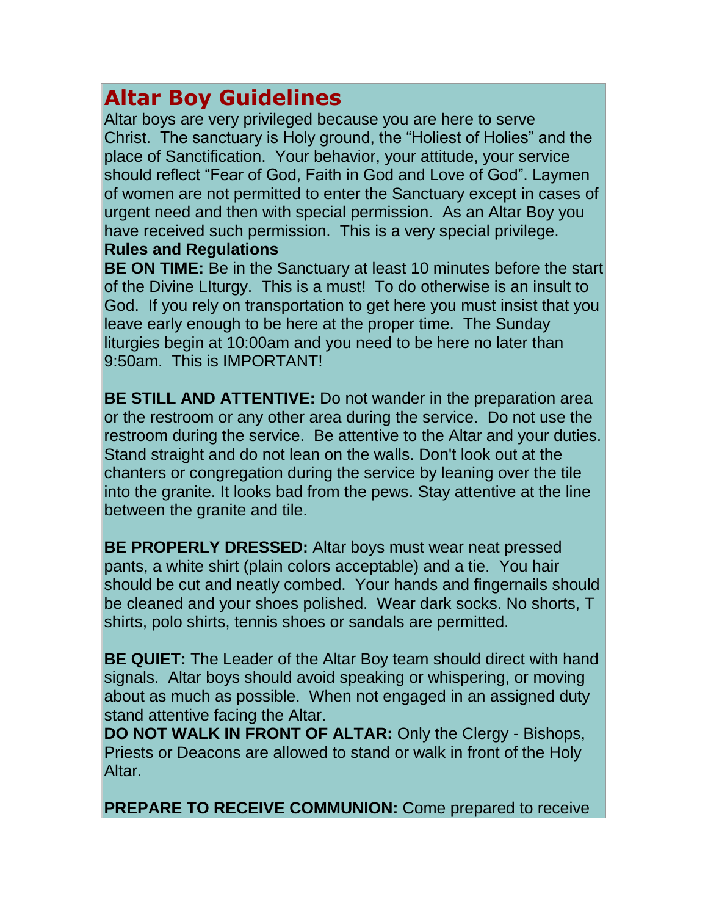# Altar Boy Guidelines

Altar boys are very privileged because you are here to serve Christ. The sanctuary is Holy ground, the "Holiest of Holies" and the place of Sanctification. Your behavior, your attitude, your service should reflect "Fear of God, Faith in God and Love of God". Laymen of women are not permitted to enter the Sanctuary except in cases of urgent need and then with special permission. As an Altar Boy you have received such permission. This is a very special privilege.

**Rules and Regulations**

**BE ON TIME:** Be in the Sanctuary at least 10 minutes before the start of the Divine LIturgy. This is a must! To do otherwise is an insult to God. If you rely on transportation to get here you must insist that you leave early enough to be here at the proper time. The Sunday liturgies begin at 10:00am and you need to be here no later than 9:50am. This is IMPORTANT!

**BE STILL AND ATTENTIVE:** Do not wander in the preparation area or the restroom or any other area during the service. Do not use the restroom during the service. Be attentive to the Altar and your duties. Stand straight and do not lean on the walls. Don't look out at the chanters or congregation during the service by leaning over the tile into the granite. It looks bad from the pews. Stay attentive at the line between the granite and tile.

**BE PROPERLY DRESSED:** Altar boys must wear neat pressed pants, a white shirt (plain colors acceptable) and a tie. You hair should be cut and neatly combed. Your hands and fingernails should be cleaned and your shoes polished. Wear dark socks. No shorts, T shirts, polo shirts, tennis shoes or sandals are permitted.

**BE QUIET:** The Leader of the Altar Boy team should direct with hand signals. Altar boys should avoid speaking or whispering, or moving about as much as possible. When not engaged in an assigned duty stand attentive facing the Altar.

**DO NOT WALK IN FRONT OF ALTAR:** Only the Clergy - Bishops, Priests or Deacons are allowed to stand or walk in front of the Holy Altar.

**PREPARE TO RECEIVE COMMUNION:** Come prepared to receive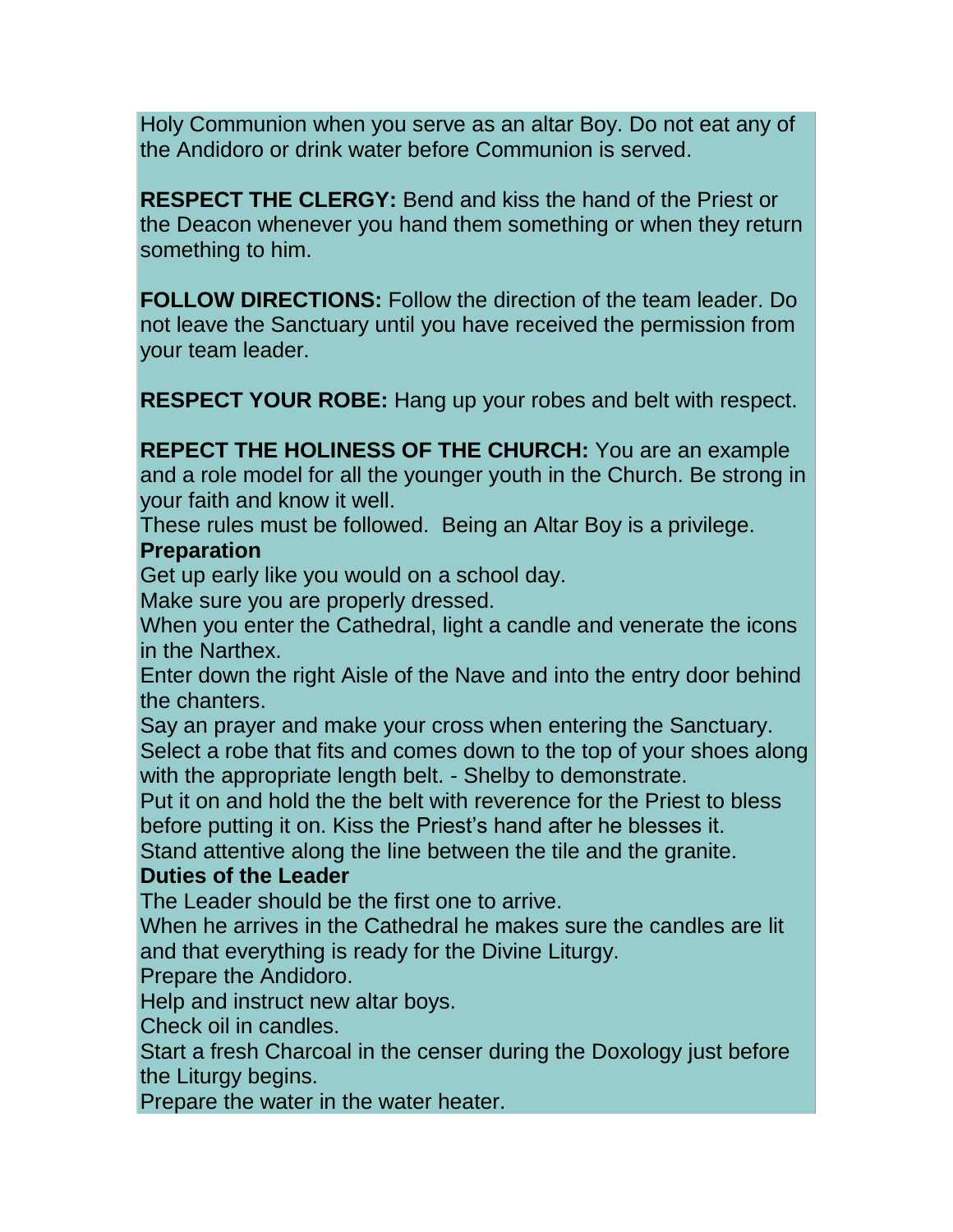Holy Communion when you serve as an altar Boy. Do not eat any of the Andidoro or drink water before Communion is served.

**RESPECT THE CLERGY:** Bend and kiss the hand of the Priest or the Deacon whenever you hand them something or when they return something to him.

**FOLLOW DIRECTIONS:** Follow the direction of the team leader. Do not leave the Sanctuary until you have received the permission from your team leader.

**RESPECT YOUR ROBE:** Hang up your robes and belt with respect.

**REPECT THE HOLINESS OF THE CHURCH:** You are an example and a role model for all the younger youth in the Church. Be strong in your faith and know it well.

These rules must be followed. Being an Altar Boy is a privilege.

**Preparation**

Get up early like you would on a school day.

Make sure you are properly dressed.

When you enter the Cathedral, light a candle and venerate the icons in the Narthex.

Enter down the right Aisle of the Nave and into the entry door behind the chanters.

Say an prayer and make your cross when entering the Sanctuary.

Select a robe that fits and comes down to the top of your shoes along with the appropriate length belt. - Shelby to demonstrate.

Put it on and hold the the belt with reverence for the Priest to bless before putting it on. Kiss the Priest's hand after he blesses it.

Stand attentive along the line between the tile and the granite.

**Duties of the Leader**

The Leader should be the first one to arrive.

When he arrives in the Cathedral he makes sure the candles are lit and that everything is ready for the Divine Liturgy.

Prepare the Andidoro.

Help and instruct new altar boys.

Check oil in candles.

Start a fresh Charcoal in the censer during the Doxology just before the Liturgy begins.

Prepare the water in the water heater.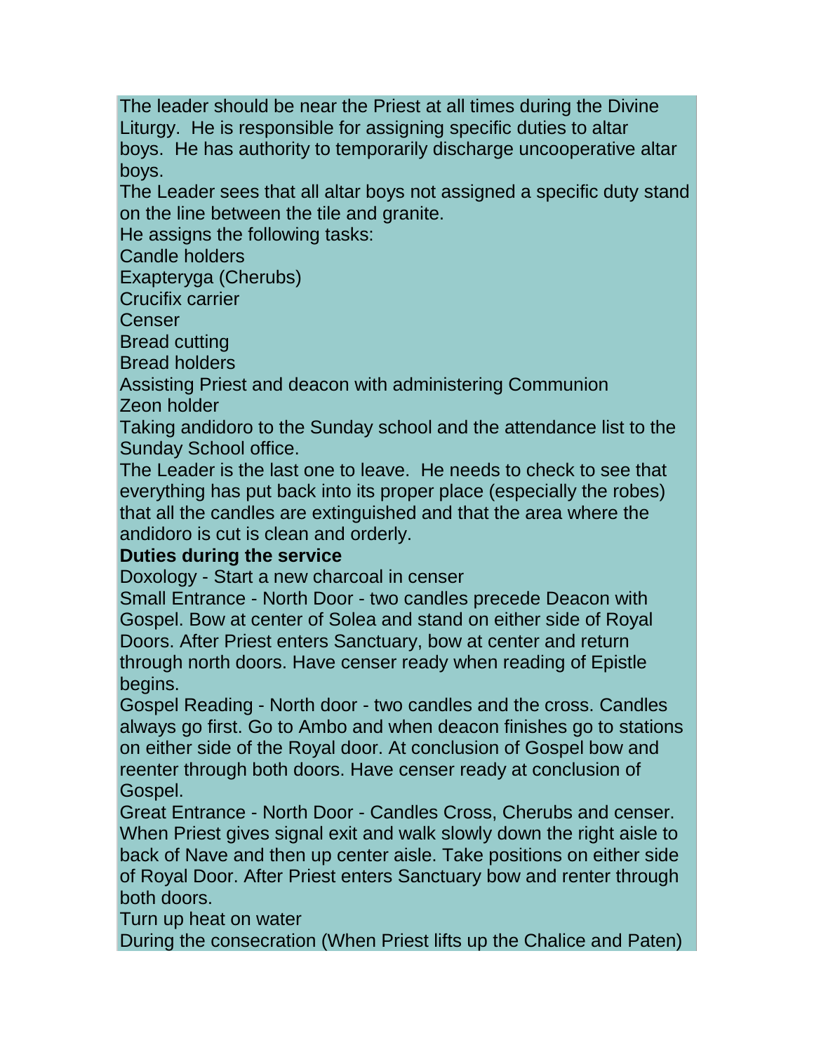The leader should be near the Priest at all times during the Divine Liturgy. He is responsible for assigning specific duties to altar boys. He has authority to temporarily discharge uncooperative altar boys.

The Leader sees that all altar boys not assigned a specific duty stand on the line between the tile and granite.

He assigns the following tasks:

Candle holders

Exapteryga (Cherubs)

Crucifix carrier

Censer

Bread cutting

Bread holders

Assisting Priest and deacon with administering Communion

Zeon holder

Taking andidoro to the Sunday school and the attendance list to the Sunday School office.

The Leader is the last one to leave. He needs to check to see that everything has put back into its proper place (especially the robes) that all the candles are extinguished and that the area where the andidoro is cut is clean and orderly.

**Duties during the service**

Doxology - Start a new charcoal in censer

Small Entrance - North Door - two candles precede Deacon with Gospel. Bow at center of Solea and stand on either side of Royal Doors. After Priest enters Sanctuary, bow at center and return through north doors. Have censer ready when reading of Epistle begins.

Gospel Reading - North door - two candles and the cross. Candles always go first. Go to Ambo and when deacon finishes go to stations on either side of the Royal door. At conclusion of Gospel bow and reenter through both doors. Have censer ready at conclusion of Gospel.

Great Entrance - North Door - Candles Cross, Cherubs and censer. When Priest gives signal exit and walk slowly down the right aisle to back of Nave and then up center aisle. Take positions on either side of Royal Door. After Priest enters Sanctuary bow and renter through both doors.

Turn up heat on water

During the consecration (When Priest lifts up the Chalice and Paten)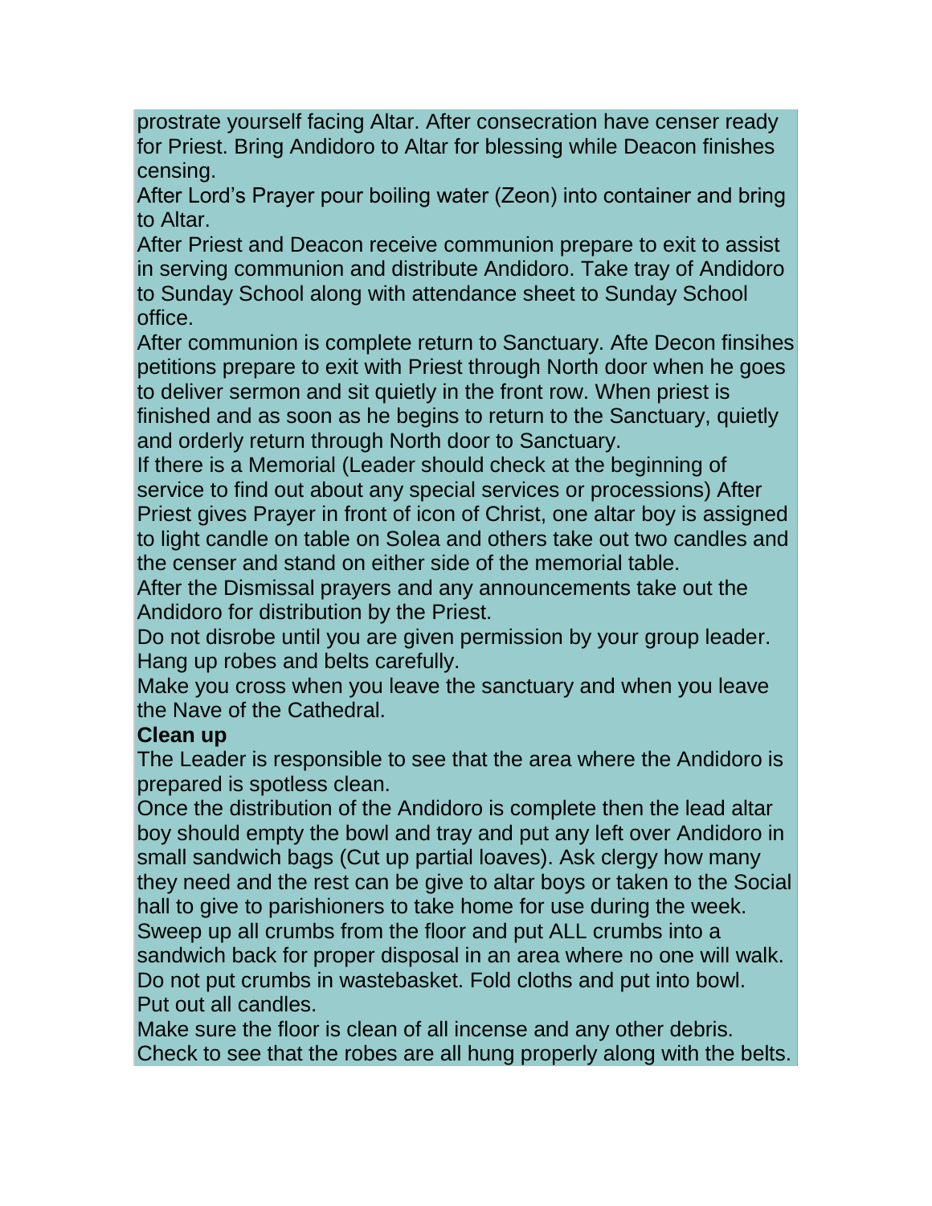prostrate yourself facing Altar. After consecration have censer ready for Priest. Bring Andidoro to Altar for blessing while Deacon finishes censing.

After Lord's Prayer pour boiling water (Zeon) into container and bring to Altar.

After Priest and Deacon receive communion prepare to exit to assist in serving communion and distribute Andidoro. Take tray of Andidoro to Sunday School along with attendance sheet to Sunday School office.

After communion is complete return to Sanctuary. Afte Decon finsihes petitions prepare to exit with Priest through North door when he goes to deliver sermon and sit quietly in the front row. When priest is finished and as soon as he begins to return to the Sanctuary, quietly and orderly return through North door to Sanctuary.

If there is a Memorial (Leader should check at the beginning of service to find out about any special services or processions) After Priest gives Prayer in front of icon of Christ, one altar boy is assigned to light candle on table on Solea and others take out two candles and the censer and stand on either side of the memorial table.

After the Dismissal prayers and any announcements take out the Andidoro for distribution by the Priest.

Do not disrobe until you are given permission by your group leader. Hang up robes and belts carefully.

Make you cross when you leave the sanctuary and when you leave the Nave of the Cathedral.

**Clean up**

The Leader is responsible to see that the area where the Andidoro is prepared is spotless clean.

Once the distribution of the Andidoro is complete then the lead altar boy should empty the bowl and tray and put any left over Andidoro in small sandwich bags (Cut up partial loaves). Ask clergy how many they need and the rest can be give to altar boys or taken to the Social hall to give to parishioners to take home for use during the week. Sweep up all crumbs from the floor and put ALL crumbs into a sandwich back for proper disposal in an area where no one will walk. Do not put crumbs in wastebasket. Fold cloths and put into bowl. Put out all candles.

Make sure the floor is clean of all incense and any other debris. Check to see that the robes are all hung properly along with the belts.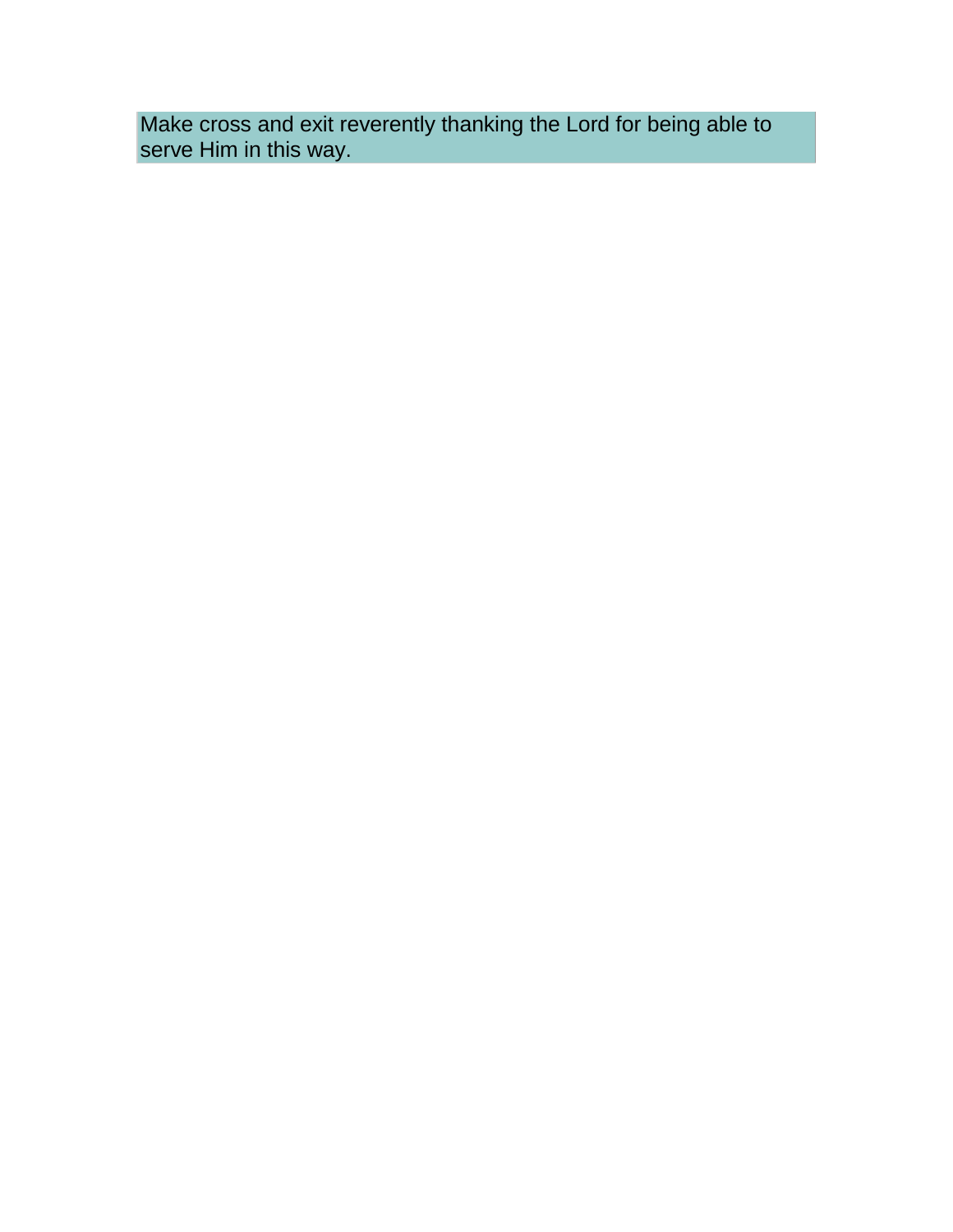Make cross and exit reverently thanking the Lord for being able to serve Him in this way.